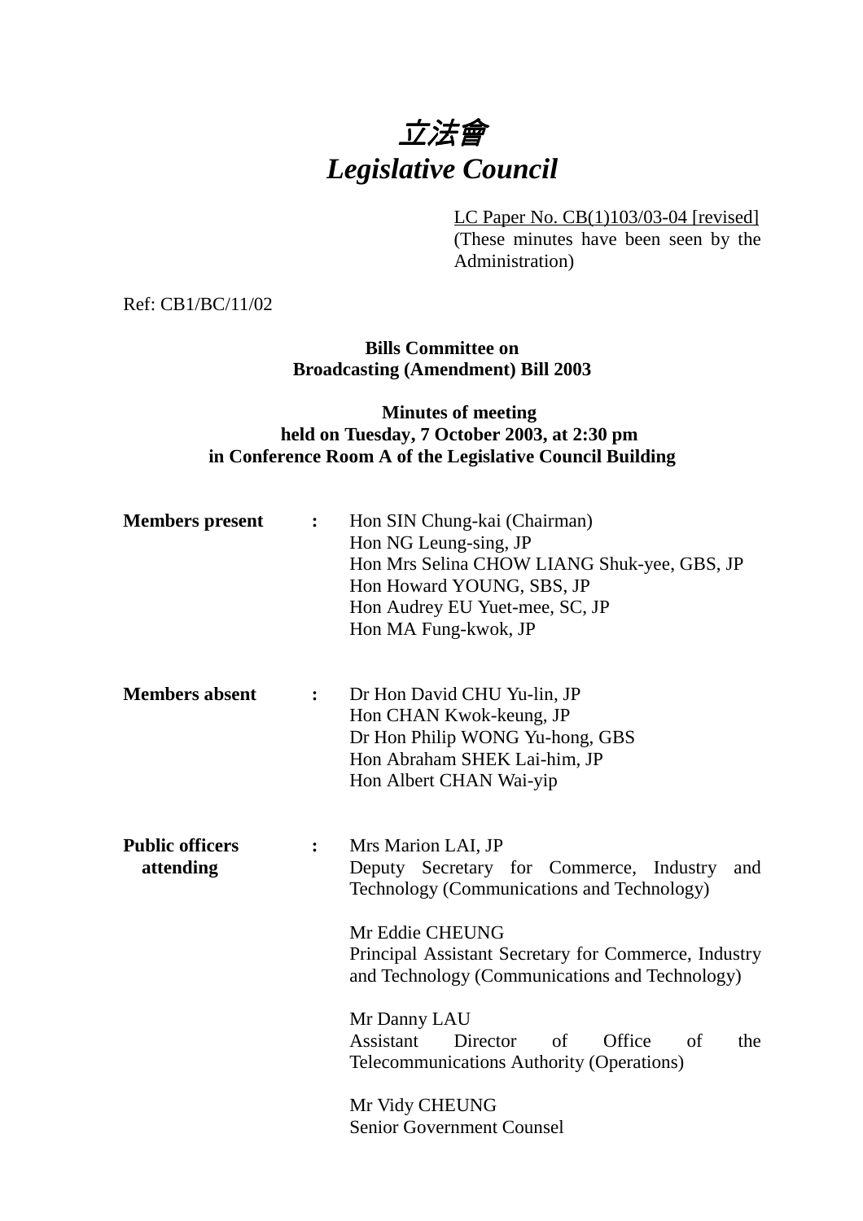# *立法會*
# *Legislative Council*

LC Paper No. CB(1)103/03-04 [revised]
(These minutes have been seen by the Administration)

Ref: CB1/BC/11/02

**Bills Committee on**
**Broadcasting (Amendment) Bill 2003**

**Minutes of meeting**
**held on Tuesday, 7 October 2003, at 2:30 pm**
**in Conference Room A of the Legislative Council Building**

**Members present** :
Hon SIN Chung-kai (Chairman)
Hon NG Leung-sing, JP
Hon Mrs Selina CHOW LIANG Shuk-yee, GBS, JP
Hon Howard YOUNG, SBS, JP
Hon Audrey EU Yuet-mee, SC, JP
Hon MA Fung-kwok, JP

**Members absent** :
Dr Hon David CHU Yu-lin, JP
Hon CHAN Kwok-keung, JP
Dr Hon Philip WONG Yu-hong, GBS
Hon Abraham SHEK Lai-him, JP
Hon Albert CHAN Wai-yip

**Public officers attending** :
Mrs Marion LAI, JP
Deputy Secretary for Commerce, Industry and Technology (Communications and Technology)

Mr Eddie CHEUNG
Principal Assistant Secretary for Commerce, Industry and Technology (Communications and Technology)

Mr Danny LAU
Assistant Director of Office of the Telecommunications Authority (Operations)

Mr Vidy CHEUNG
Senior Government Counsel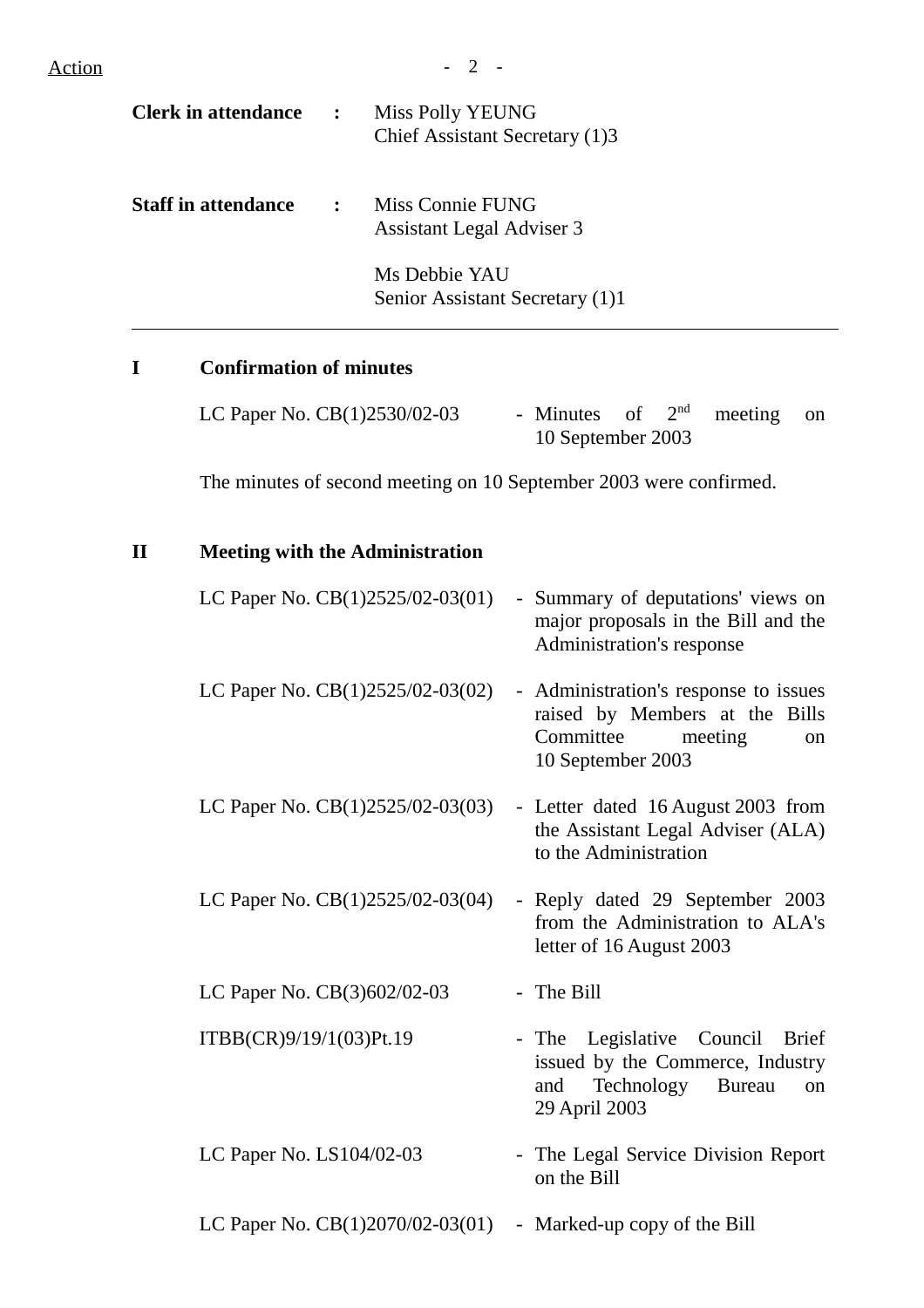Action

**Clerk in attendance** : Miss Polly YEUNG
Chief Assistant Secretary (1)3

**Staff in attendance** : Miss Connie FUNG
Assistant Legal Adviser 3

Ms Debbie YAU
Senior Assistant Secretary (1)1

---

## I Confirmation of minutes

LC Paper No. CB(1)2530/02-03 - Minutes of 2nd meeting on 10 September 2003

The minutes of second meeting on 10 September 2003 were confirmed.

## II Meeting with the Administration

LC Paper No. CB(1)2525/02-03(01) - Summary of deputations' views on major proposals in the Bill and the Administration's response

LC Paper No. CB(1)2525/02-03(02) - Administration's response to issues raised by Members at the Bills Committee meeting on 10 September 2003

LC Paper No. CB(1)2525/02-03(03) - Letter dated 16 August 2003 from the Assistant Legal Adviser (ALA) to the Administration

LC Paper No. CB(1)2525/02-03(04) - Reply dated 29 September 2003 from the Administration to ALA's letter of 16 August 2003

LC Paper No. CB(3)602/02-03 - The Bill

ITBB(CR)9/19/1(03)Pt.19 - The Legislative Council Brief issued by the Commerce, Industry and Technology Bureau on 29 April 2003

LC Paper No. LS104/02-03 - The Legal Service Division Report on the Bill

LC Paper No. CB(1)2070/02-03(01) - Marked-up copy of the Bill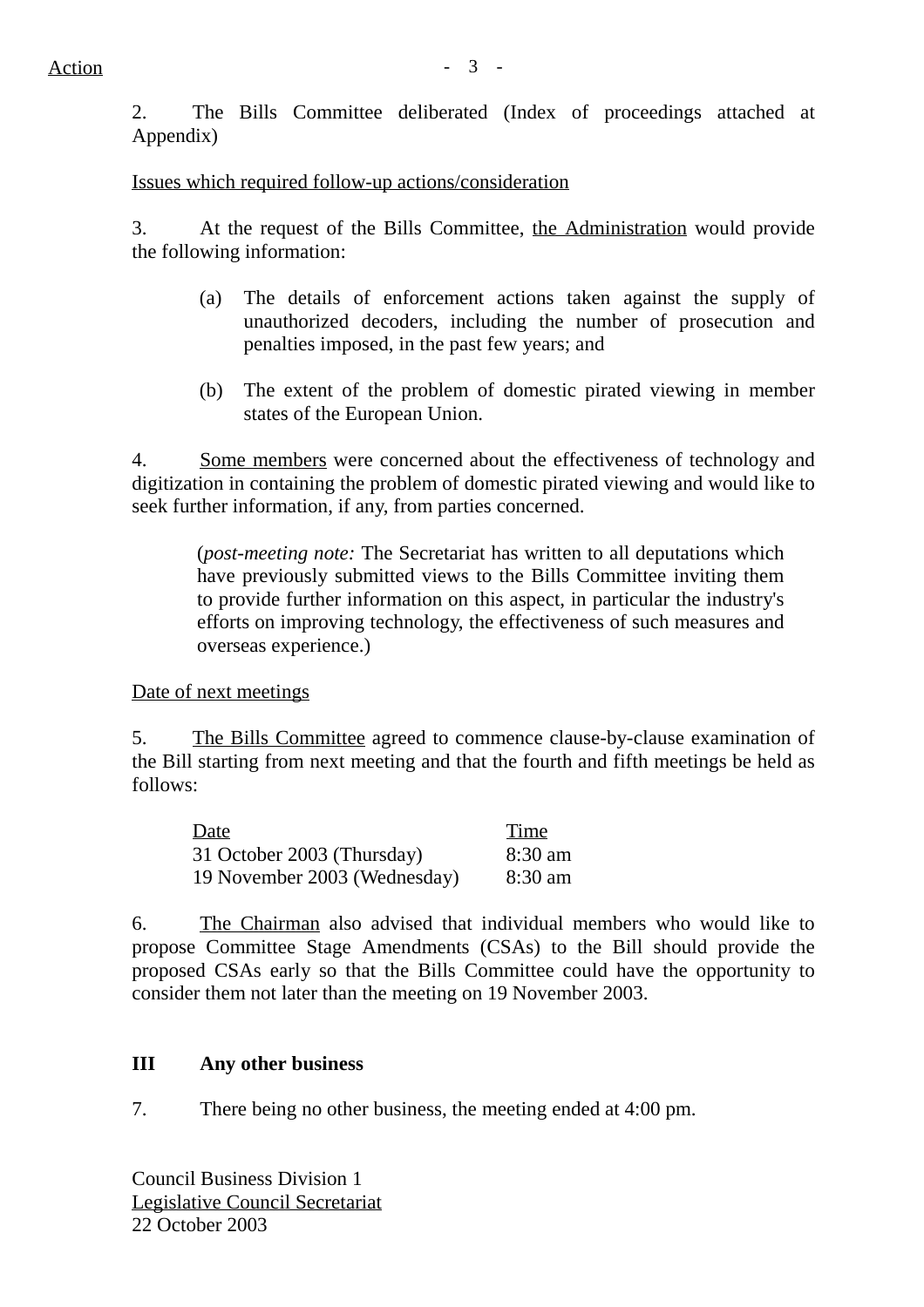Action

2. The Bills Committee deliberated (Index of proceedings attached at Appendix)

<u>Issues which required follow-up actions/consideration</u>

3. At the request of the Bills Committee, <u>the Administration</u> would provide the following information:

(a) The details of enforcement actions taken against the supply of unauthorized decoders, including the number of prosecution and penalties imposed, in the past few years; and

(b) The extent of the problem of domestic pirated viewing in member states of the European Union.

4. <u>Some members</u> were concerned about the effectiveness of technology and digitization in containing the problem of domestic pirated viewing and would like to seek further information, if any, from parties concerned.

> (*post-meeting note:* The Secretariat has written to all deputations which have previously submitted views to the Bills Committee inviting them to provide further information on this aspect, in particular the industry's efforts on improving technology, the effectiveness of such measures and overseas experience.)

<u>Date of next meetings</u>

5. <u>The Bills Committee</u> agreed to commence clause-by-clause examination of the Bill starting from next meeting and that the fourth and fifth meetings be held as follows:

| Date | Time |
|---|---|
| 31 October 2003 (Thursday) | 8:30 am |
| 19 November 2003 (Wednesday) | 8:30 am |

6. <u>The Chairman</u> also advised that individual members who would like to propose Committee Stage Amendments (CSAs) to the Bill should provide the proposed CSAs early so that the Bills Committee could have the opportunity to consider them not later than the meeting on 19 November 2003.

**III Any other business**

7. There being no other business, the meeting ended at 4:00 pm.

Council Business Division 1
<u>Legislative Council Secretariat</u>
22 October 2003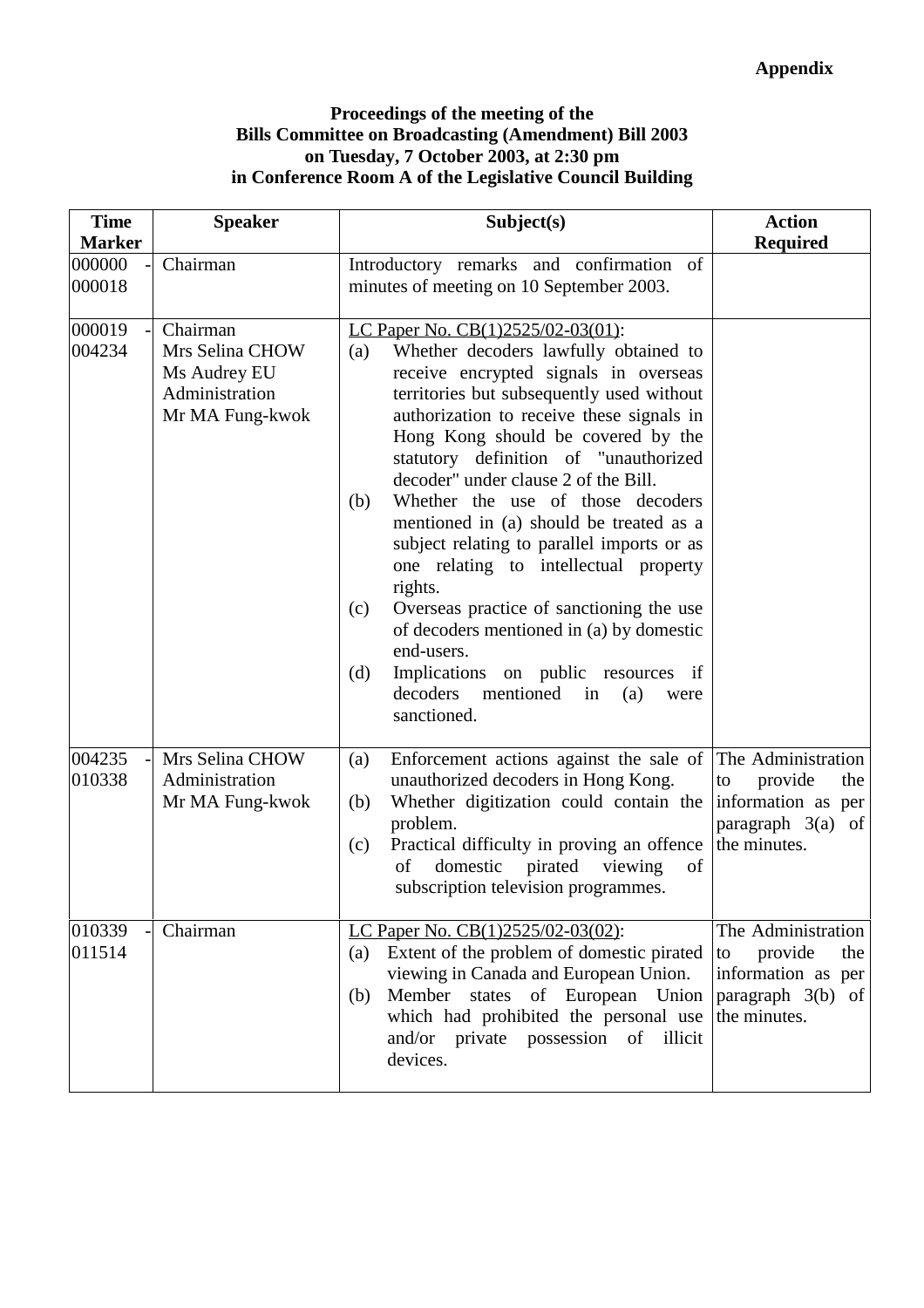**Appendix**

**Proceedings of the meeting of the**
**Bills Committee on Broadcasting (Amendment) Bill 2003**
**on Tuesday, 7 October 2003, at 2:30 pm**
**in Conference Room A of the Legislative Council Building**

| Time Marker | Speaker | Subject(s) | Action Required |
|---|---|---|---|
| 000000 - 000018 | Chairman | Introductory remarks and confirmation of minutes of meeting on 10 September 2003. | |
| 000019 - 004234 | Chairman<br>Mrs Selina CHOW<br>Ms Audrey EU<br>Administration<br>Mr MA Fung-kwok | LC Paper No. CB(1)2525/02-03(01):<br>(a) Whether decoders lawfully obtained to receive encrypted signals in overseas territories but subsequently used without authorization to receive these signals in Hong Kong should be covered by the statutory definition of "unauthorized decoder" under clause 2 of the Bill.<br>(b) Whether the use of those decoders mentioned in (a) should be treated as a subject relating to parallel imports or as one relating to intellectual property rights.<br>(c) Overseas practice of sanctioning the use of decoders mentioned in (a) by domestic end-users.<br>(d) Implications on public resources if decoders mentioned in (a) were sanctioned. | |
| 004235 - 010338 | Mrs Selina CHOW<br>Administration<br>Mr MA Fung-kwok | (a) Enforcement actions against the sale of unauthorized decoders in Hong Kong.<br>(b) Whether digitization could contain the problem.<br>(c) Practical difficulty in proving an offence of domestic pirated viewing of subscription television programmes. | The Administration to provide the information as per paragraph 3(a) of the minutes. |
| 010339 - 011514 | Chairman | LC Paper No. CB(1)2525/02-03(02):<br>(a) Extent of the problem of domestic pirated viewing in Canada and European Union.<br>(b) Member states of European Union which had prohibited the personal use and/or private possession of illicit devices. | The Administration to provide the information as per paragraph 3(b) of the minutes. |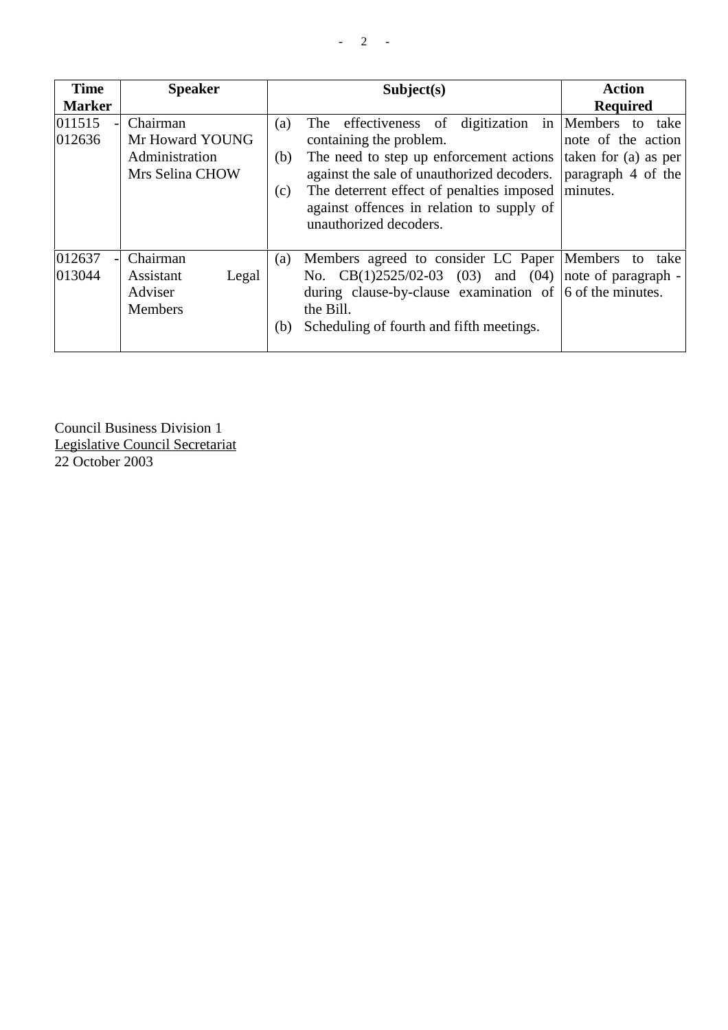| Time Marker | Speaker | Subject(s) | Action Required |
|---|---|---|---|
| 011515 - 012636 | Chairman<br>Mr Howard YOUNG<br>Administration<br>Mrs Selina CHOW | (a) The effectiveness of digitization in containing the problem.<br>(b) The need to step up enforcement actions against the sale of unauthorized decoders.<br>(c) The deterrent effect of penalties imposed against offences in relation to supply of unauthorized decoders. | Members to take note of the action taken for (a) as per paragraph 4 of the minutes. |
| 012637 - 013044 | Chairman<br>Assistant Legal Adviser<br>Members | (a) Members agreed to consider LC Paper No. CB(1)2525/02-03 (03) and (04) during clause-by-clause examination of the Bill.<br>(b) Scheduling of fourth and fifth meetings. | Members to take note of paragraph 6 of the minutes. |

Council Business Division 1
Legislative Council Secretariat
22 October 2003